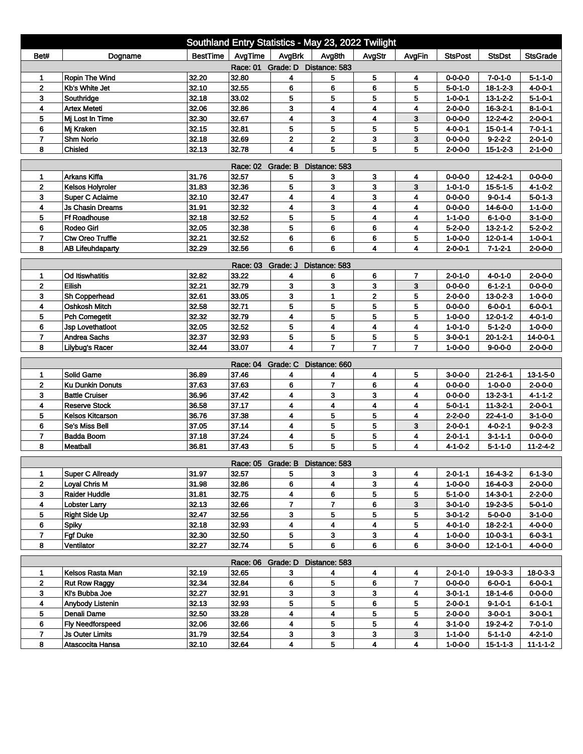# Southland Entry Statistics - May 23, 2022 Twilight

| Bet# | Dogname | BestTime | AvgTime | AvgBrk | Avg8th | AvgStr | AvgFin | StsPost | StsDst | StsGrade |
|---|---|---|---|---|---|---|---|---|---|---|
| **Race: 01 Grade: D Distance: 583** | | | | | | | | | | |
| 1 | Ropin The Wind | 32.20 | 32.80 | 4 | 5 | 5 | 4 | 0-0-0-0 | 7-0-1-0 | 5-1-1-0 |
| 2 | Kb's White Jet | 32.10 | 32.55 | 6 | 6 | 6 | 5 | 5-0-1-0 | 18-1-2-3 | 4-0-0-1 |
| 3 | Southridge | 32.18 | 33.02 | 5 | 5 | 5 | 5 | 1-0-0-1 | 13-1-2-2 | 5-1-0-1 |
| 4 | Artex Meteti | 32.06 | 32.86 | 3 | 4 | 4 | 4 | 2-0-0-0 | 16-3-2-1 | 8-1-0-1 |
| 5 | Mj Lost In Time | 32.30 | 32.67 | 4 | 3 | 4 | 3 | 0-0-0-0 | 12-2-4-2 | 2-0-0-1 |
| 6 | Mj Kraken | 32.15 | 32.81 | 5 | 5 | 5 | 5 | 4-0-0-1 | 15-0-1-4 | 7-0-1-1 |
| 7 | Shm Norio | 32.18 | 32.69 | 2 | 2 | 3 | 3 | 0-0-0-0 | 9-2-2-2 | 2-0-1-0 |
| 8 | Chisled | 32.13 | 32.78 | 4 | 5 | 5 | 5 | 2-0-0-0 | 15-1-2-3 | 2-1-0-0 |
| **Race: 02 Grade: B Distance: 583** | | | | | | | | | | |
| 1 | Arkans Kiffa | 31.76 | 32.57 | 5 | 3 | 3 | 4 | 0-0-0-0 | 12-4-2-1 | 0-0-0-0 |
| 2 | Kelsos Holyroler | 31.83 | 32.36 | 5 | 3 | 3 | 3 | 1-0-1-0 | 15-5-1-5 | 4-1-0-2 |
| 3 | Super C Aclaime | 32.10 | 32.47 | 4 | 4 | 3 | 4 | 0-0-0-0 | 9-0-1-4 | 5-0-1-3 |
| 4 | Js Chasin Dreams | 31.91 | 32.32 | 4 | 3 | 4 | 4 | 0-0-0-0 | 14-6-0-0 | 1-1-0-0 |
| 5 | Ff Roadhouse | 32.18 | 32.52 | 5 | 5 | 4 | 4 | 1-1-0-0 | 6-1-0-0 | 3-1-0-0 |
| 6 | Rodeo Girl | 32.05 | 32.38 | 5 | 6 | 6 | 4 | 5-2-0-0 | 13-2-1-2 | 5-2-0-2 |
| 7 | Ctw Oreo Truffle | 32.21 | 32.52 | 6 | 6 | 6 | 5 | 1-0-0-0 | 12-0-1-4 | 1-0-0-1 |
| 8 | AB Lifeuhdaparty | 32.29 | 32.56 | 6 | 6 | 4 | 4 | 2-0-0-1 | 7-1-2-1 | 2-0-0-0 |
| **Race: 03 Grade: J Distance: 583** | | | | | | | | | | |
| 1 | Od Itiswhatitis | 32.82 | 33.22 | 4 | 6 | 6 | 7 | 2-0-1-0 | 4-0-1-0 | 2-0-0-0 |
| 2 | Eilish | 32.21 | 32.79 | 3 | 3 | 3 | 3 | 0-0-0-0 | 6-1-2-1 | 0-0-0-0 |
| 3 | Sh Copperhead | 32.61 | 33.05 | 3 | 1 | 2 | 5 | 2-0-0-0 | 13-0-2-3 | 1-0-0-0 |
| 4 | Oshkosh Mitch | 32.58 | 32.71 | 5 | 5 | 5 | 5 | 0-0-0-0 | 6-0-0-1 | 6-0-0-1 |
| 5 | Pch Comegetit | 32.32 | 32.79 | 4 | 5 | 5 | 5 | 1-0-0-0 | 12-0-1-2 | 4-0-1-0 |
| 6 | Jsp Lovethatloot | 32.05 | 32.52 | 5 | 4 | 4 | 4 | 1-0-1-0 | 5-1-2-0 | 1-0-0-0 |
| 7 | Andrea Sachs | 32.37 | 32.93 | 5 | 5 | 5 | 5 | 3-0-0-1 | 20-1-2-1 | 14-0-0-1 |
| 8 | Lilybug's Racer | 32.44 | 33.07 | 4 | 7 | 7 | 7 | 1-0-0-0 | 9-0-0-0 | 2-0-0-0 |
| **Race: 04 Grade: C Distance: 660** | | | | | | | | | | |
| 1 | Solid Game | 36.89 | 37.46 | 4 | 4 | 4 | 5 | 3-0-0-0 | 21-2-6-1 | 13-1-5-0 |
| 2 | Ku Dunkin Donuts | 37.63 | 37.63 | 6 | 7 | 6 | 4 | 0-0-0-0 | 1-0-0-0 | 2-0-0-0 |
| 3 | Battle Cruiser | 36.96 | 37.42 | 4 | 3 | 3 | 4 | 0-0-0-0 | 13-2-3-1 | 4-1-1-2 |
| 4 | Reserve Stock | 36.58 | 37.17 | 4 | 4 | 4 | 4 | 5-0-1-1 | 11-3-2-1 | 2-0-0-1 |
| 5 | Kelsos Kitcarson | 36.76 | 37.38 | 4 | 5 | 5 | 4 | 2-2-0-0 | 22-4-1-0 | 3-1-0-0 |
| 6 | Se's Miss Bell | 37.05 | 37.14 | 4 | 5 | 5 | 3 | 2-0-0-1 | 4-0-2-1 | 9-0-2-3 |
| 7 | Badda Boom | 37.18 | 37.24 | 4 | 5 | 5 | 4 | 2-0-1-1 | 3-1-1-1 | 0-0-0-0 |
| 8 | Meatball | 36.81 | 37.43 | 5 | 5 | 5 | 4 | 4-1-0-2 | 5-1-1-0 | 11-2-4-2 |
| **Race: 05 Grade: B Distance: 583** | | | | | | | | | | |
| 1 | Super C Allready | 31.97 | 32.57 | 5 | 3 | 3 | 4 | 2-0-1-1 | 16-4-3-2 | 6-1-3-0 |
| 2 | Loyal Chris M | 31.98 | 32.86 | 6 | 4 | 3 | 4 | 1-0-0-0 | 16-4-0-3 | 2-0-0-0 |
| 3 | Raider Huddle | 31.81 | 32.75 | 4 | 6 | 5 | 5 | 5-1-0-0 | 14-3-0-1 | 2-2-0-0 |
| 4 | Lobster Larry | 32.13 | 32.66 | 7 | 7 | 6 | 3 | 3-0-1-0 | 19-2-3-5 | 5-0-1-0 |
| 5 | Right Side Up | 32.47 | 32.56 | 3 | 5 | 5 | 5 | 3-0-1-2 | 5-0-0-0 | 3-1-0-0 |
| 6 | Spiky | 32.18 | 32.93 | 4 | 4 | 4 | 5 | 4-0-1-0 | 18-2-2-1 | 4-0-0-0 |
| 7 | Fgf Duke | 32.30 | 32.50 | 5 | 3 | 3 | 4 | 1-0-0-0 | 10-0-3-1 | 6-0-3-1 |
| 8 | Ventilator | 32.27 | 32.74 | 5 | 6 | 6 | 6 | 3-0-0-0 | 12-1-0-1 | 4-0-0-0 |
| **Race: 06 Grade: D Distance: 583** | | | | | | | | | | |
| 1 | Kelsos Rasta Man | 32.19 | 32.65 | 3 | 4 | 4 | 4 | 2-0-1-0 | 19-0-3-3 | 18-0-3-3 |
| 2 | Rut Row Raggy | 32.34 | 32.84 | 6 | 5 | 6 | 7 | 0-0-0-0 | 6-0-0-1 | 6-0-0-1 |
| 3 | Kl's Bubba Joe | 32.27 | 32.91 | 3 | 3 | 3 | 4 | 3-0-1-1 | 18-1-4-6 | 0-0-0-0 |
| 4 | Anybody Listenin | 32.13 | 32.93 | 5 | 5 | 6 | 5 | 2-0-0-1 | 9-1-0-1 | 6-1-0-1 |
| 5 | Denali Dame | 32.50 | 33.28 | 4 | 4 | 5 | 5 | 2-0-0-0 | 3-0-0-1 | 3-0-0-1 |
| 6 | Fly Needforspeed | 32.06 | 32.66 | 4 | 5 | 5 | 4 | 3-1-0-0 | 19-2-4-2 | 7-0-1-0 |
| 7 | Js Outer Limits | 31.79 | 32.54 | 3 | 3 | 3 | 3 | 1-1-0-0 | 5-1-1-0 | 4-2-1-0 |
| 8 | Atascocita Hansa | 32.10 | 32.64 | 4 | 5 | 4 | 4 | 1-0-0-0 | 15-1-1-3 | 11-1-1-2 |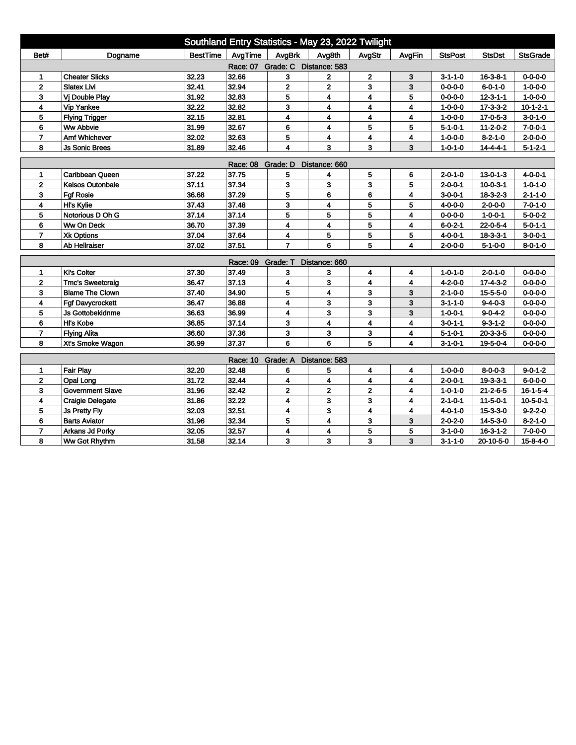# Southland Entry Statistics - May 23, 2022 Twilight

| Bet# | Dogname | BestTime | AvgTime | AvgBrk | Avg8th | AvgStr | AvgFin | StsPost | StsDst | StsGrade |
|---|---|---|---|---|---|---|---|---|---|---|
| Race: 07 Grade: C Distance: 583 | | | | | | | | | | |
| 1 | Cheater Slicks | 32.23 | 32.66 | 3 | 2 | 2 | 3 | 3-1-1-0 | 16-3-8-1 | 0-0-0-0 |
| 2 | Slatex Livi | 32.41 | 32.94 | 2 | 2 | 3 | 3 | 0-0-0-0 | 6-0-1-0 | 1-0-0-0 |
| 3 | Vj Double Play | 31.92 | 32.83 | 5 | 4 | 4 | 5 | 0-0-0-0 | 12-3-1-1 | 1-0-0-0 |
| 4 | Vip Yankee | 32.22 | 32.82 | 3 | 4 | 4 | 4 | 1-0-0-0 | 17-3-3-2 | 10-1-2-1 |
| 5 | Flying Trigger | 32.15 | 32.81 | 4 | 4 | 4 | 4 | 1-0-0-0 | 17-0-5-3 | 3-0-1-0 |
| 6 | Ww Abbvie | 31.99 | 32.67 | 6 | 4 | 5 | 5 | 5-1-0-1 | 11-2-0-2 | 7-0-0-1 |
| 7 | Amf Whichever | 32.02 | 32.63 | 5 | 4 | 4 | 4 | 1-0-0-0 | 8-2-1-0 | 2-0-0-0 |
| 8 | Js Sonic Brees | 31.89 | 32.46 | 4 | 3 | 3 | 3 | 1-0-1-0 | 14-4-4-1 | 5-1-2-1 |
| Race: 08 Grade: D Distance: 660 | | | | | | | | | | |
| 1 | Caribbean Queen | 37.22 | 37.75 | 5 | 4 | 5 | 6 | 2-0-1-0 | 13-0-1-3 | 4-0-0-1 |
| 2 | Kelsos Outonbale | 37.11 | 37.34 | 3 | 3 | 3 | 5 | 2-0-0-1 | 10-0-3-1 | 1-0-1-0 |
| 3 | Fgf Rosie | 36.68 | 37.29 | 5 | 6 | 6 | 4 | 3-0-0-1 | 18-3-2-3 | 2-1-1-0 |
| 4 | Hl's Kylie | 37.43 | 37.48 | 3 | 4 | 5 | 5 | 4-0-0-0 | 2-0-0-0 | 7-0-1-0 |
| 5 | Notorious D Oh G | 37.14 | 37.14 | 5 | 5 | 5 | 4 | 0-0-0-0 | 1-0-0-1 | 5-0-0-2 |
| 6 | Ww On Deck | 36.70 | 37.39 | 4 | 4 | 5 | 4 | 6-0-2-1 | 22-0-5-4 | 5-0-1-1 |
| 7 | Xk Options | 37.04 | 37.64 | 4 | 5 | 5 | 5 | 4-0-0-1 | 18-3-3-1 | 3-0-0-1 |
| 8 | Ab Hellraiser | 37.02 | 37.51 | 7 | 6 | 5 | 4 | 2-0-0-0 | 5-1-0-0 | 8-0-1-0 |
| Race: 09 Grade: T Distance: 660 | | | | | | | | | | |
| 1 | Kl's Colter | 37.30 | 37.49 | 3 | 3 | 4 | 4 | 1-0-1-0 | 2-0-1-0 | 0-0-0-0 |
| 2 | Tmc's Sweetcraig | 36.47 | 37.13 | 4 | 3 | 4 | 4 | 4-2-0-0 | 17-4-3-2 | 0-0-0-0 |
| 3 | Blame The Clown | 37.40 | 34.90 | 5 | 4 | 3 | 3 | 2-1-0-0 | 15-5-5-0 | 0-0-0-0 |
| 4 | Fgf Davycrockett | 36.47 | 36.88 | 4 | 3 | 3 | 3 | 3-1-1-0 | 9-4-0-3 | 0-0-0-0 |
| 5 | Js Gottobekidnme | 36.63 | 36.99 | 4 | 3 | 3 | 3 | 1-0-0-1 | 9-0-4-2 | 0-0-0-0 |
| 6 | Hl's Kobe | 36.85 | 37.14 | 3 | 4 | 4 | 4 | 3-0-1-1 | 9-3-1-2 | 0-0-0-0 |
| 7 | Flying Alita | 36.60 | 37.36 | 3 | 3 | 3 | 4 | 5-1-0-1 | 20-3-3-5 | 0-0-0-0 |
| 8 | Xt's Smoke Wagon | 36.99 | 37.37 | 6 | 6 | 5 | 4 | 3-1-0-1 | 19-5-0-4 | 0-0-0-0 |
| Race: 10 Grade: A Distance: 583 | | | | | | | | | | |
| 1 | Fair Play | 32.20 | 32.48 | 6 | 5 | 4 | 4 | 1-0-0-0 | 8-0-0-3 | 9-0-1-2 |
| 2 | Opal Long | 31.72 | 32.44 | 4 | 4 | 4 | 4 | 2-0-0-1 | 19-3-3-1 | 6-0-0-0 |
| 3 | Government Slave | 31.96 | 32.42 | 2 | 2 | 2 | 4 | 1-0-1-0 | 21-2-6-5 | 16-1-5-4 |
| 4 | Craigie Delegate | 31.86 | 32.22 | 4 | 3 | 3 | 4 | 2-1-0-1 | 11-5-0-1 | 10-5-0-1 |
| 5 | Js Pretty Fly | 32.03 | 32.51 | 4 | 3 | 4 | 4 | 4-0-1-0 | 15-3-3-0 | 9-2-2-0 |
| 6 | Barts Aviator | 31.96 | 32.34 | 5 | 4 | 3 | 3 | 2-0-2-0 | 14-5-3-0 | 8-2-1-0 |
| 7 | Arkans Jd Porky | 32.05 | 32.57 | 4 | 4 | 5 | 5 | 3-1-0-0 | 16-3-1-2 | 7-0-0-0 |
| 8 | Ww Got Rhythm | 31.58 | 32.14 | 3 | 3 | 3 | 3 | 3-1-1-0 | 20-10-5-0 | 15-8-4-0 |